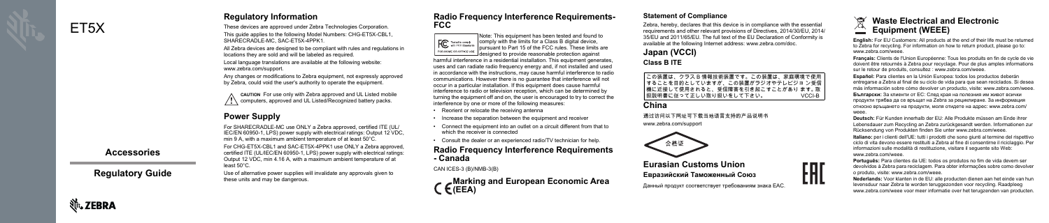# ET5X

## Accessories

## Regulatory Guide

ZEBRA

## Regulatory Information

These devices are approved under Zebra Technologies Corporation.

This guide applies to the following Model Numbers: CHG-ET5X-CBL1, SHARECRADLE-MC, SAC-ET5X-4PPK1.

All Zebra devices are designed to be compliant with rules and regulations in locations they are sold and will be labeled as required.

Local language translations are available at the following website: www.zebra.com/support.

Any changes or modifications to Zebra equipment, not expressly approved by Zebra, could void the user's authority to operate the equipment.

**CAUTION** For use only with Zebra approved and UL Listed mobile computers, approved and UL Listed/Recognized battery packs.

## Power Supply

For SHARECRADLE-MC use ONLY a Zebra approved, certified ITE (UL/IEC/EN 60950-1, LPS) power supply with electrical ratings: Output 12 VDC, min 9 A, with a maximum ambient temperature of at least 50°C.

For CHG-ET5X-CBL1 and SAC-ET5X-4PPK1 use ONLY a Zebra approved, certified ITE (UL/IEC/EN 60950-1, LPS) power supply with electrical ratings: Output 12 VDC, min 4.16 A, with a maximum ambient temperature of at least 50°C.

Use of alternative power supplies will invalidate any approvals given to these units and may be dangerous.

## Radio Frequency Interference Requirements-FCC

Tested to comply with FCC Standards FOR HOME OR OFFICE USE

Note: This equipment has been tested and found to comply with the limits for a Class B digital device, pursuant to Part 15 of the FCC rules. These limits are designed to provide reasonable protection against harmful interference in a residential installation. This equipment generates, uses and can radiate radio frequency energy and, if not installed and used in accordance with the instructions, may cause harmful interference to radio communications. However there is no guarantee that interference will not occur in a particular installation. If this equipment does cause harmful interference to radio or television reception, which can be determined by turning the equipment off and on, the user is encouraged to try to correct the interference by one or more of the following measures:

- Reorient or relocate the receiving antenna
- Increase the separation between the equipment and receiver
- Connect the equipment into an outlet on a circuit different from that to which the receiver is connected
- Consult the dealer or an experienced radio/TV technician for help.

## Radio Frequency Interference Requirements - Canada

CAN ICES-3 (B)/NMB-3(B)

## CE Marking and European Economic Area (EEA)

## Statement of Compliance

Zebra, hereby, declares that this device is in compliance with the essential requirements and other relevant provisions of Directives, 2014/30/EU, 2014/35/EU and 2011/65/EU. The full text of the EU Declaration of Conformity is available at the following Internet address: www.zebra.com/doc.

## Japan (VCCI)

### Class B ITE

この装置は、クラスB情報技術装置です。この装置は、家庭環境で使用することを目的としていますが、この装置がラジオやテレビジョン受信機に近接して使用されると、受信障害を引き起こすことがあります。取扱説明書に従って正しい取り扱いをして下さい。 VCCI-B

## China

通过访问以下网址可下载当地语言支持的产品说明书

www.zebra.com/support

合格证

## Eurasian Customs Union

### Евразийский Таможенный Союз

Данный продукт соответствует требованиям знака EAC.

EAC

## Waste Electrical and Electronic Equipment (WEEE)

**English:** For EU Customers: All products at the end of their life must be returned to Zebra for recycling. For information on how to return product, please go to: www.zebra.com/weee.

**Français:** Clients de l'Union Européenne: Tous les produits en fin de cycle de vie doivent être retournés à Zebra pour recyclage. Pour de plus amples informations sur le retour de produits, consultez : www.zebra.com/weee.

**Español:** Para clientes en la Unión Europea: todos los productos deberán entregarse a Zebra al final de su ciclo de vida para que sean reciclados. Si desea más información sobre cómo devolver un producto, visite: www.zebra.com/weee.

**Български:** За клиенти от ЕС: След края на полезния им живот всички продукти трябва да се връщат на Zebra за рециклиране. За информация относно връщането на продукти, моля отидете на адрес: www.zebra.com/weee.

**Deutsch:** Für Kunden innerhalb der EU: Alle Produkte müssen am Ende ihrer Lebensdauer zum Recycling an Zebra zurückgesandt werden. Informationen zur Rücksendung von Produkten finden Sie unter www.zebra.com/weee.

**Italiano:** per i clienti dell'UE: tutti i prodotti che sono giunti al termine del rispettivo ciclo di vita devono essere restituiti a Zebra al fine di consentirne il riciclaggio. Per informazioni sulle modalità di restituzione, visitare il seguente sito Web: www.zebra.com/weee.

**Português:** Para clientes da UE: todos os produtos no fim de vida devem ser devolvidos à Zebra para reciclagem. Para obter informações sobre como devolver o produto, visite: www.zebra.com/weee.

**Nederlands:** Voor klanten in de EU: alle producten dienen aan het einde van hun levensduur naar Zebra te worden teruggezonden voor recycling. Raadpleeg www.zebra.com/weee voor meer informatie over het terugzenden van producten.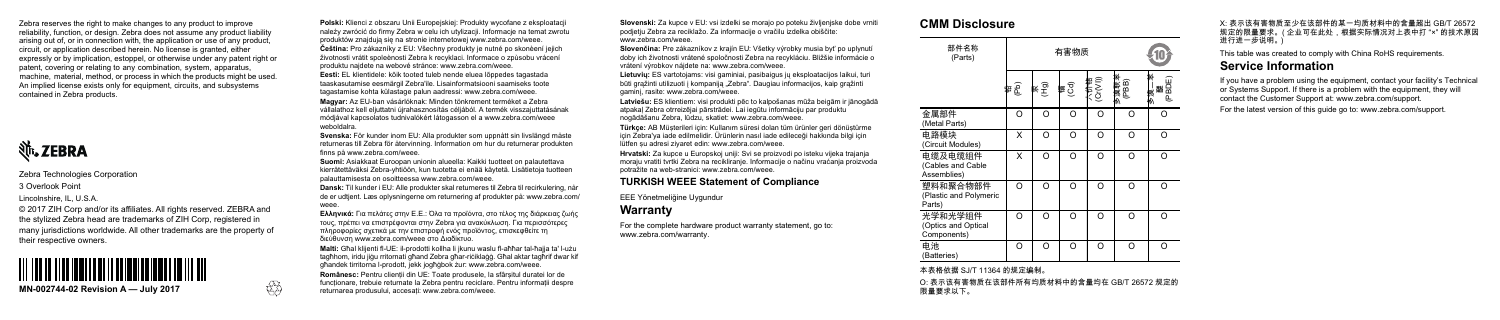Zebra reserves the right to make changes to any product to improve reliability, function, or design. Zebra does not assume any product liability arising out of, or in connection with, the application or use of any product, circuit, or application described herein. No license is granted, either expressly or by implication, estoppel, or otherwise under any patent right or patent, covering or relating to any combination, system, apparatus, machine, material, method, or process in which the products might be used. An implied license exists only for equipment, circuits, and subsystems contained in Zebra products.

Zebra Technologies Corporation

3 Overlook Point

Lincolnshire, IL, U.S.A.

© 2017 ZIH Corp and/or its affiliates. All rights reserved. ZEBRA and the stylized Zebra head are trademarks of ZIH Corp, registered in many jurisdictions worldwide. All other trademarks are the property of their respective owners.

**MN-002744-02 Revision A — July 2017**

**Polski:** Klienci z obszaru Unii Europejskiej: Produkty wycofane z eksploatacji należy zwrócić do firmy Zebra w celu ich utylizacji. Informacje na temat zwrotu produktów znajdują się na stronie internetowej www.zebra.com/weee.

**Čeština:** Pro zákazníky z EU: Všechny produkty je nutné po skončení jejich životnosti vrátit společnosti Zebra k recyklaci. Informace o způsobu vrácení produktu najdete na webové stránce: www.zebra.com/weee.

**Eesti:** EL klientidele: kõik tooted tuleb nende eluea lõppedes tagastada taaskasutamise eesmärgil Zebra'le. Lisainformatsiooni saamiseks toote tagastamise kohta külastage palun aadressi: www.zebra.com/weee.

**Magyar:** Az EU-ban vásárlóknak: Minden tönkrement terméket a Zebra vállalathoz kell eljuttatni újrahasznosítás céljából. A termék visszajuttatásának módjával kapcsolatos tudnivalókért látogasson el a www.zebra.com/weee weboldalra.

**Svenska:** För kunder inom EU: Alla produkter som uppnått sin livslängd måste returneras till Zebra för återvinning. Information om hur du returnerar produkten finns på www.zebra.com/weee.

**Suomi:** Asiakkaat Euroopan unionin alueella: Kaikki tuotteet on palautettava kierrätettäväksi Zebra-yhtiöön, kun tuotetta ei enää käytetä. Lisätietoja tuotteen palauttamisesta on osoitteessa www.zebra.com/weee.

**Dansk:** Til kunder i EU: Alle produkter skal returneres til Zebra til recirkulering, når de er udtjent. Læs oplysningerne om returnering af produkter på: www.zebra.com/weee.

**Ελληνικά:** Για πελάτες στην Ε.Ε.: Όλα τα προϊόντα, στο τέλος της διάρκειας ζωής τους, πρέπει να επιστρέφονται στην Zebra για ανακύκλωση. Για περισσότερες πληροφορίες σχετικά με την επιστροφή ενός προϊόντος, επισκεφθείτε τη διεύθυνση www.zebra.com/weee στο Διαδίκτυο.

**Malti:** Għal klijenti fl-UE: il-prodotti kollha li jkunu waslu fl-aħħar tal-ħajja ta' l-użu tagħhom, iridu jiġu rritornati għand Zebra għar-riċiklaġġ. Għal aktar tagħrif dwar kif għandek tirritorna l-prodott, jekk jogħġbok żur: www.zebra.com/weee.

**Românesc:** Pentru clienții din UE: Toate produsele, la sfârșitul duratei lor de funcționare, trebuie returnate la Zebra pentru reciclare. Pentru informații despre returnarea produsului, accesați: www.zebra.com/weee.

**Slovenski:** Za kupce v EU: vsi izdelki se morajo po poteku življenjske dobe vrniti podjetju Zebra za reciklažo. Za informacije o vračilu izdelka obiščite: www.zebra.com/weee.

**Slovenčina:** Pre zákazníkov z krajín EU: Všetky výrobky musia byť po uplynutí doby ich životnosti vrátené spoločnosti Zebra na recykláciu. Bližšie informácie o vrátení výrobkov nájdete na: www.zebra.com/weee.

**Lietuvių:** ES vartotojams: visi gaminiai, pasibaigus jų eksploatacijos laikui, turi būti grąžinti utilizuoti į kompaniją „Zebra". Daugiau informacijos, kaip grąžinti gaminį, rasite: www.zebra.com/weee.

**Latviešu:** ES klientiem: visi produkti pēc to kalpošanas mūža beigām ir jānogādā atpakaļ Zebra otrreizējai pārstrādei. Lai iegūtu informāciju par produktu nogādāšanu Zebra, lūdzu, skatiet: www.zebra.com/weee.

**Türkçe:** AB Müşterileri için: Kullanım süresi dolan tüm ürünler geri dönüştürme için Zebra'ya iade edilmelidir. Ürünlerin nasıl iade edileceği hakkında bilgi için lütfen şu adresi ziyaret edin: www.zebra.com/weee.

**Hrvatski:** Za kupce u Europskoj uniji: Svi se proizvodi po isteku vijeka trajanja moraju vratiti tvrtki Zebra na recikliranje. Informacije o načinu vraćanja proizvoda potražite na web-stranici: www.zebra.com/weee.

## TURKISH WEEE Statement of Compliance

EEE Yönetmeliğine Uygundur

## Warranty

For the complete hardware product warranty statement, go to: www.zebra.com/warranty.

## CMM Disclosure

| 部件名称 (Parts) | 有害物质 | | | | | |
|---|---|---|---|---|---|---|
| | 铅 (Pb) | 汞 (Hg) | 镉 (Cd) | 六价铬 (Cr(VI)) | 多溴联苯 (PBB) | 多溴二苯醚 (PBDE) |
| 金属部件 (Metal Parts) | O | O | O | O | O | O |
| 电路模块 (Circuit Modules) | X | O | O | O | O | O |
| 电缆及电缆组件 (Cables and Cable Assemblies) | X | O | O | O | O | O |
| 塑料和聚合物部件 (Plastic and Polymeric Parts) | O | O | O | O | O | O |
| 光学和光学组件 (Optics and Optical Components) | O | O | O | O | O | O |
| 电池 (Batteries) | O | O | O | O | O | O |

本表格依据 SJ/T 11364 的规定编制。

O: 表示该有害物质在该部件所有均质材料中的含量均在 GB/T 26572 规定的限量要求以下。

X: 表示该有害物质至少在该部件的某一均质材料中的含量超出 GB/T 26572 规定的限量要求。（企业可在此处，根据实际情况对上表中打 "×" 的技术原因进行进一步说明。）

This table was created to comply with China RoHS requirements.

## Service Information

If you have a problem using the equipment, contact your facility's Technical or Systems Support. If there is a problem with the equipment, they will contact the Customer Support at: www.zebra.com/support.

For the latest version of this guide go to: www.zebra.com/support.